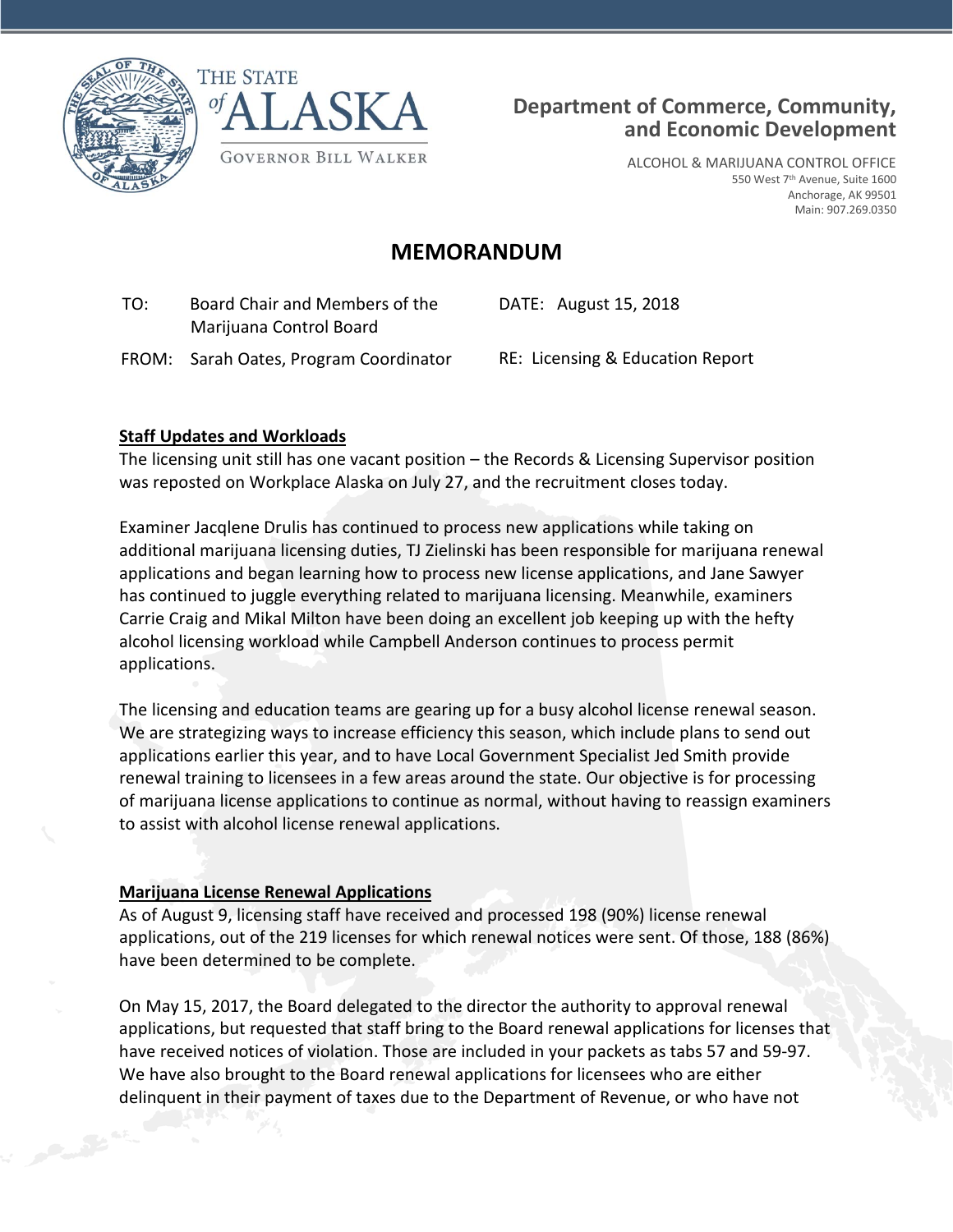THE STATE of ALASKA

GOVERNOR BILL WALKER

**Department of Commerce, Community, and Economic Development**

ALCOHOL & MARIJUANA CONTROL OFFICE
550 West 7th Avenue, Suite 1600
Anchorage, AK 99501
Main: 907.269.0350

# MEMORANDUM

| | | | |
|---|---|---|---|
| TO: | Board Chair and Members of the Marijuana Control Board | DATE: | August 15, 2018 |
| FROM: | Sarah Oates, Program Coordinator | RE: | Licensing & Education Report |

**Staff Updates and Workloads**

The licensing unit still has one vacant position – the Records & Licensing Supervisor position was reposted on Workplace Alaska on July 27, and the recruitment closes today.

Examiner Jacqlene Drulis has continued to process new applications while taking on additional marijuana licensing duties, TJ Zielinski has been responsible for marijuana renewal applications and began learning how to process new license applications, and Jane Sawyer has continued to juggle everything related to marijuana licensing. Meanwhile, examiners Carrie Craig and Mikal Milton have been doing an excellent job keeping up with the hefty alcohol licensing workload while Campbell Anderson continues to process permit applications.

The licensing and education teams are gearing up for a busy alcohol license renewal season. We are strategizing ways to increase efficiency this season, which include plans to send out applications earlier this year, and to have Local Government Specialist Jed Smith provide renewal training to licensees in a few areas around the state. Our objective is for processing of marijuana license applications to continue as normal, without having to reassign examiners to assist with alcohol license renewal applications.

**Marijuana License Renewal Applications**

As of August 9, licensing staff have received and processed 198 (90%) license renewal applications, out of the 219 licenses for which renewal notices were sent. Of those, 188 (86%) have been determined to be complete.

On May 15, 2017, the Board delegated to the director the authority to approval renewal applications, but requested that staff bring to the Board renewal applications for licenses that have received notices of violation. Those are included in your packets as tabs 57 and 59-97. We have also brought to the Board renewal applications for licensees who are either delinquent in their payment of taxes due to the Department of Revenue, or who have not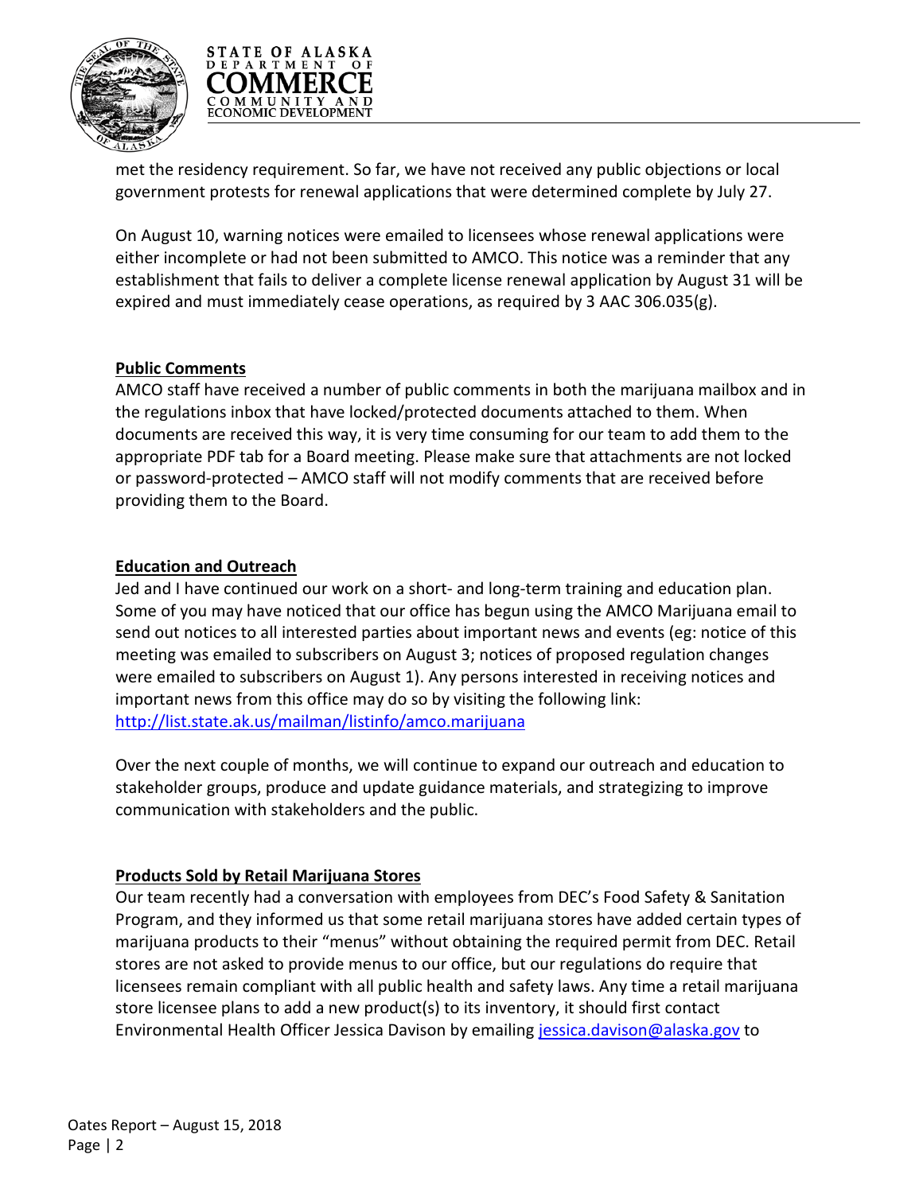met the residency requirement. So far, we have not received any public objections or local government protests for renewal applications that were determined complete by July 27.

On August 10, warning notices were emailed to licensees whose renewal applications were either incomplete or had not been submitted to AMCO. This notice was a reminder that any establishment that fails to deliver a complete license renewal application by August 31 will be expired and must immediately cease operations, as required by 3 AAC 306.035(g).

**Public Comments**

AMCO staff have received a number of public comments in both the marijuana mailbox and in the regulations inbox that have locked/protected documents attached to them. When documents are received this way, it is very time consuming for our team to add them to the appropriate PDF tab for a Board meeting. Please make sure that attachments are not locked or password-protected – AMCO staff will not modify comments that are received before providing them to the Board.

**Education and Outreach**

Jed and I have continued our work on a short- and long-term training and education plan. Some of you may have noticed that our office has begun using the AMCO Marijuana email to send out notices to all interested parties about important news and events (eg: notice of this meeting was emailed to subscribers on August 3; notices of proposed regulation changes were emailed to subscribers on August 1). Any persons interested in receiving notices and important news from this office may do so by visiting the following link: http://list.state.ak.us/mailman/listinfo/amco.marijuana

Over the next couple of months, we will continue to expand our outreach and education to stakeholder groups, produce and update guidance materials, and strategizing to improve communication with stakeholders and the public.

**Products Sold by Retail Marijuana Stores**

Our team recently had a conversation with employees from DEC's Food Safety & Sanitation Program, and they informed us that some retail marijuana stores have added certain types of marijuana products to their "menus" without obtaining the required permit from DEC. Retail stores are not asked to provide menus to our office, but our regulations do require that licensees remain compliant with all public health and safety laws. Any time a retail marijuana store licensee plans to add a new product(s) to its inventory, it should first contact Environmental Health Officer Jessica Davison by emailing jessica.davison@alaska.gov to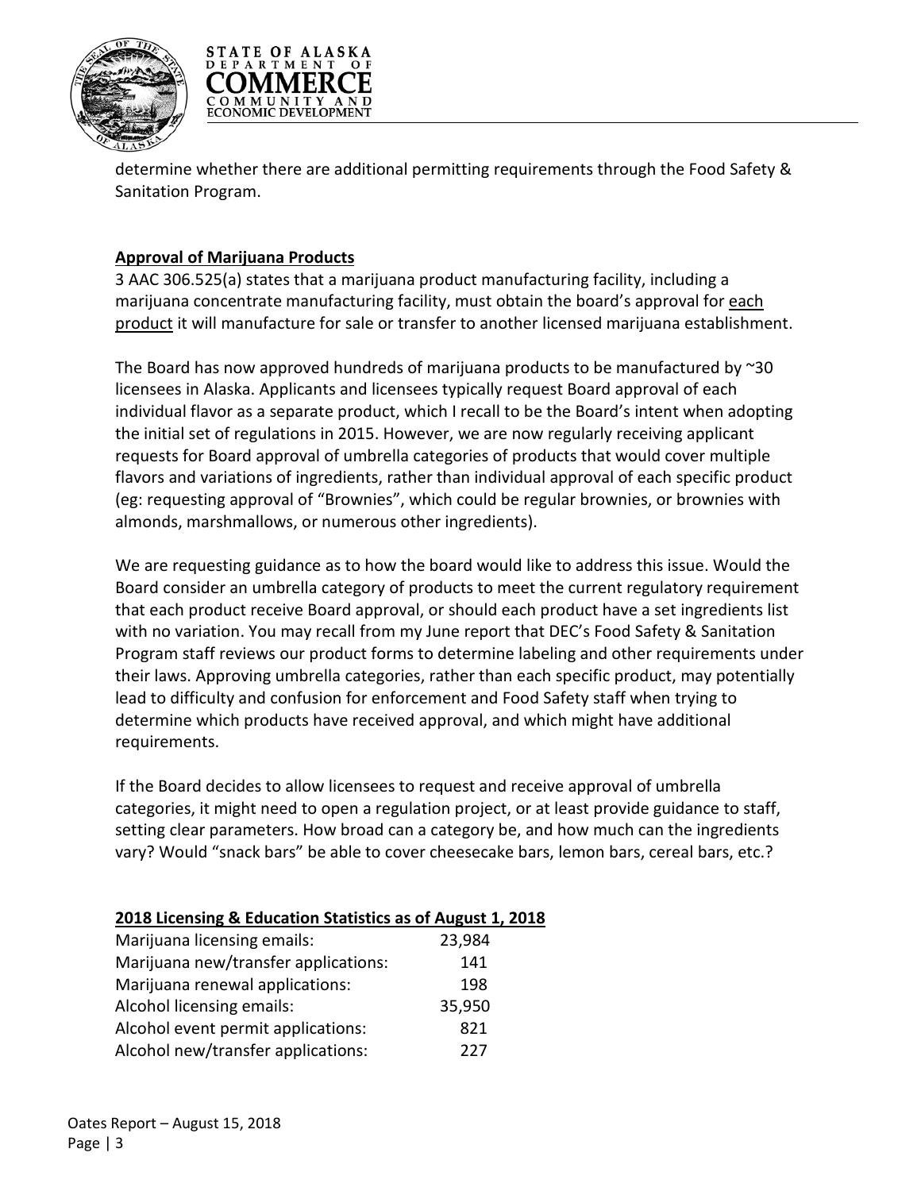determine whether there are additional permitting requirements through the Food Safety & Sanitation Program.

**Approval of Marijuana Products**

3 AAC 306.525(a) states that a marijuana product manufacturing facility, including a marijuana concentrate manufacturing facility, must obtain the board's approval for each product it will manufacture for sale or transfer to another licensed marijuana establishment.

The Board has now approved hundreds of marijuana products to be manufactured by ~30 licensees in Alaska. Applicants and licensees typically request Board approval of each individual flavor as a separate product, which I recall to be the Board's intent when adopting the initial set of regulations in 2015. However, we are now regularly receiving applicant requests for Board approval of umbrella categories of products that would cover multiple flavors and variations of ingredients, rather than individual approval of each specific product (eg: requesting approval of "Brownies", which could be regular brownies, or brownies with almonds, marshmallows, or numerous other ingredients).

We are requesting guidance as to how the board would like to address this issue. Would the Board consider an umbrella category of products to meet the current regulatory requirement that each product receive Board approval, or should each product have a set ingredients list with no variation. You may recall from my June report that DEC's Food Safety & Sanitation Program staff reviews our product forms to determine labeling and other requirements under their laws. Approving umbrella categories, rather than each specific product, may potentially lead to difficulty and confusion for enforcement and Food Safety staff when trying to determine which products have received approval, and which might have additional requirements.

If the Board decides to allow licensees to request and receive approval of umbrella categories, it might need to open a regulation project, or at least provide guidance to staff, setting clear parameters. How broad can a category be, and how much can the ingredients vary? Would "snack bars" be able to cover cheesecake bars, lemon bars, cereal bars, etc.?

**2018 Licensing & Education Statistics as of August 1, 2018**

| | |
|---|---|
| Marijuana licensing emails: | 23,984 |
| Marijuana new/transfer applications: | 141 |
| Marijuana renewal applications: | 198 |
| Alcohol licensing emails: | 35,950 |
| Alcohol event permit applications: | 821 |
| Alcohol new/transfer applications: | 227 |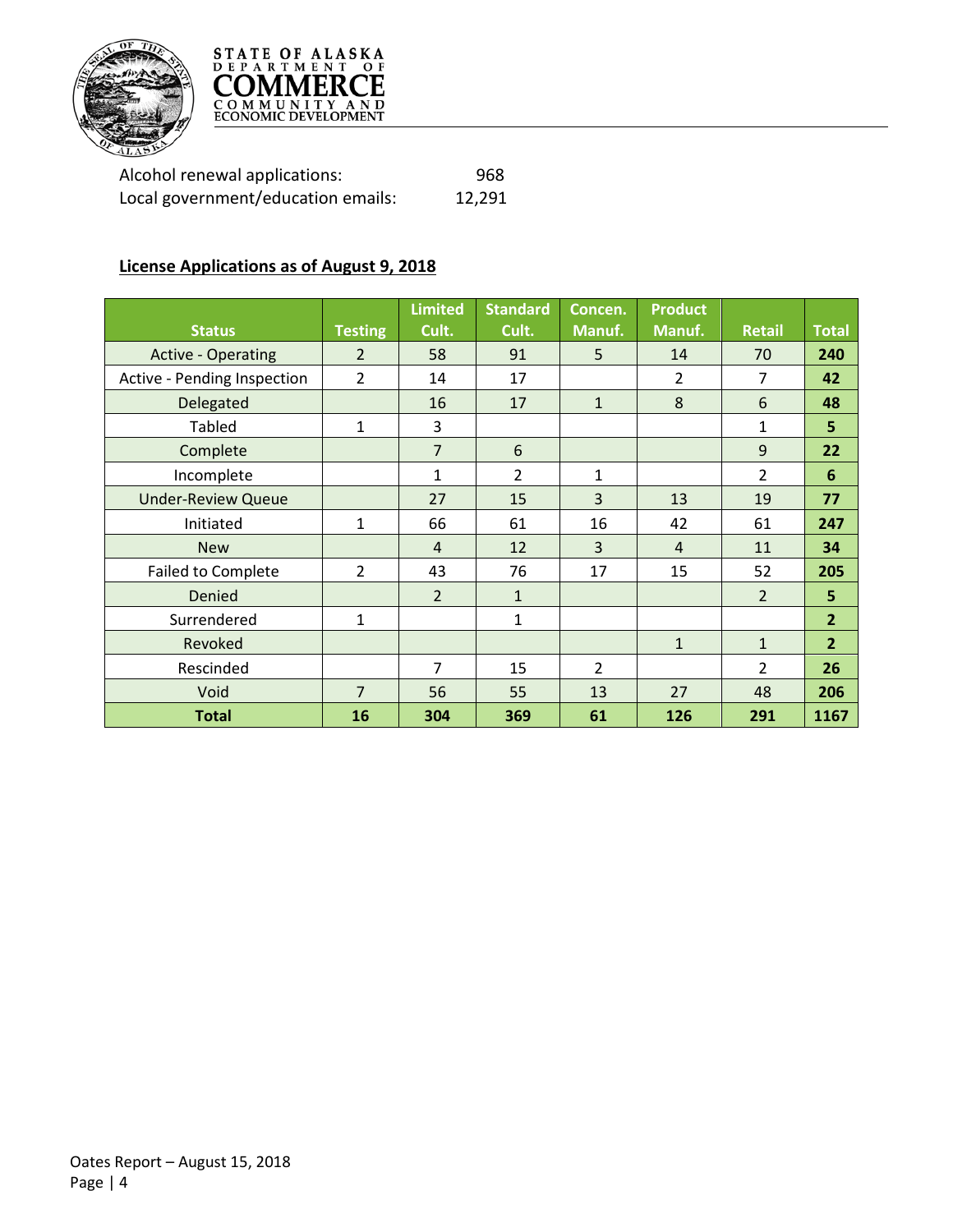Alcohol renewal applications: 968
Local government/education emails: 12,291

**License Applications as of August 9, 2018**

| Status | Testing | Limited Cult. | Standard Cult. | Concen. Manuf. | Product Manuf. | Retail | Total |
|---|---|---|---|---|---|---|---|
| Active - Operating | 2 | 58 | 91 | 5 | 14 | 70 | **240** |
| Active - Pending Inspection | 2 | 14 | 17 | | 2 | 7 | **42** |
| Delegated | | 16 | 17 | 1 | 8 | 6 | **48** |
| Tabled | 1 | 3 | | | | 1 | **5** |
| Complete | | 7 | 6 | | | 9 | **22** |
| Incomplete | | 1 | 2 | 1 | | 2 | **6** |
| Under-Review Queue | | 27 | 15 | 3 | 13 | 19 | **77** |
| Initiated | 1 | 66 | 61 | 16 | 42 | 61 | **247** |
| New | | 4 | 12 | 3 | 4 | 11 | **34** |
| Failed to Complete | 2 | 43 | 76 | 17 | 15 | 52 | **205** |
| Denied | | 2 | 1 | | | 2 | **5** |
| Surrendered | 1 | | 1 | | | | **2** |
| Revoked | | | | | 1 | 1 | **2** |
| Rescinded | | 7 | 15 | 2 | | 2 | **26** |
| Void | 7 | 56 | 55 | 13 | 27 | 48 | **206** |
| **Total** | **16** | **304** | **369** | **61** | **126** | **291** | **1167** |

Oates Report – August 15, 2018